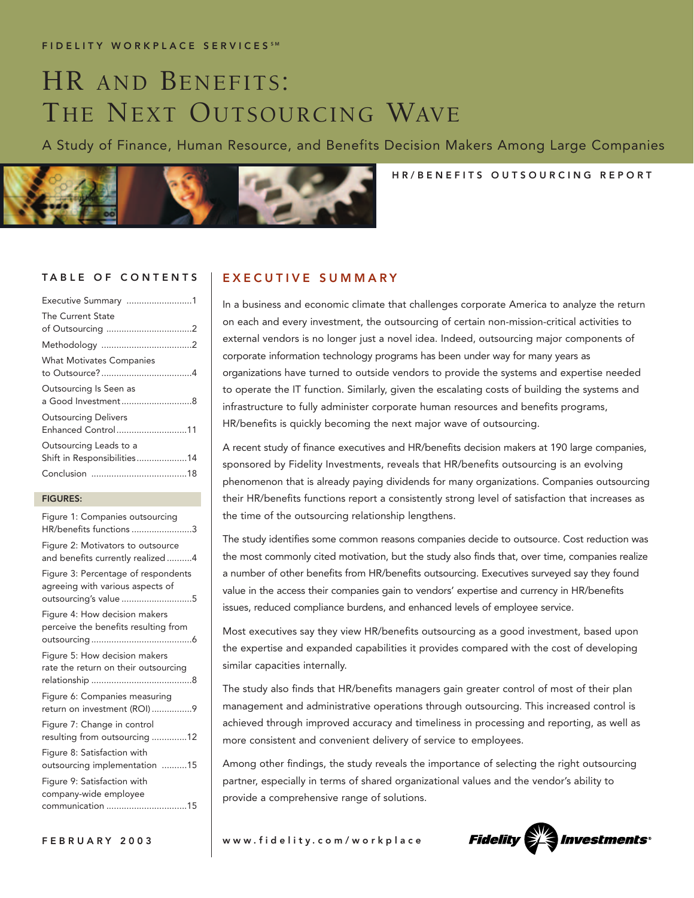FIDELITY WORKPLACE SERVICES℠

# HR and Benefits: The Next Outsourcing Wave

A Study of Finance, Human Resource, and Benefits Decision Makers Among Large Companies

HR/BENEFITS OUTSOURCING REPORT

## TABLE OF CONTENTS

- Executive Summary ..........................1
- The Current State of Outsourcing ..................................2
- Methodology ....................................2
- What Motivates Companies to Outsource? ....................................4
- Outsourcing Is Seen as a Good Investment ............................8
- Outsourcing Delivers Enhanced Control ............................11
- Outsourcing Leads to a Shift in Responsibilities....................14
- Conclusion ......................................18

**FIGURES:**

- Figure 1: Companies outsourcing HR/benefits functions ........................3
- Figure 2: Motivators to outsource and benefits currently realized ..........4
- Figure 3: Percentage of respondents agreeing with various aspects of outsourcing's value ............................5
- Figure 4: How decision makers perceive the benefits resulting from outsourcing ........................................6
- Figure 5: How decision makers rate the return on their outsourcing relationship ........................................8
- Figure 6: Companies measuring return on investment (ROI) ................9
- Figure 7: Change in control resulting from outsourcing ..............12
- Figure 8: Satisfaction with outsourcing implementation ..........15
- Figure 9: Satisfaction with company-wide employee communication ................................15

FEBRUARY 2003

## EXECUTIVE SUMMARY

In a business and economic climate that challenges corporate America to analyze the return on each and every investment, the outsourcing of certain non-mission-critical activities to external vendors is no longer just a novel idea. Indeed, outsourcing major components of corporate information technology programs has been under way for many years as organizations have turned to outside vendors to provide the systems and expertise needed to operate the IT function. Similarly, given the escalating costs of building the systems and infrastructure to fully administer corporate human resources and benefits programs, HR/benefits is quickly becoming the next major wave of outsourcing.

A recent study of finance executives and HR/benefits decision makers at 190 large companies, sponsored by Fidelity Investments, reveals that HR/benefits outsourcing is an evolving phenomenon that is already paying dividends for many organizations. Companies outsourcing their HR/benefits functions report a consistently strong level of satisfaction that increases as the time of the outsourcing relationship lengthens.

The study identifies some common reasons companies decide to outsource. Cost reduction was the most commonly cited motivation, but the study also finds that, over time, companies realize a number of other benefits from HR/benefits outsourcing. Executives surveyed say they found value in the access their companies gain to vendors' expertise and currency in HR/benefits issues, reduced compliance burdens, and enhanced levels of employee service.

Most executives say they view HR/benefits outsourcing as a good investment, based upon the expertise and expanded capabilities it provides compared with the cost of developing similar capacities internally.

The study also finds that HR/benefits managers gain greater control of most of their plan management and administrative operations through outsourcing. This increased control is achieved through improved accuracy and timeliness in processing and reporting, as well as more consistent and convenient delivery of service to employees.

Among other findings, the study reveals the importance of selecting the right outsourcing partner, especially in terms of shared organizational values and the vendor's ability to provide a comprehensive range of solutions.

www.fidelity.com/workplace

Fidelity Investments®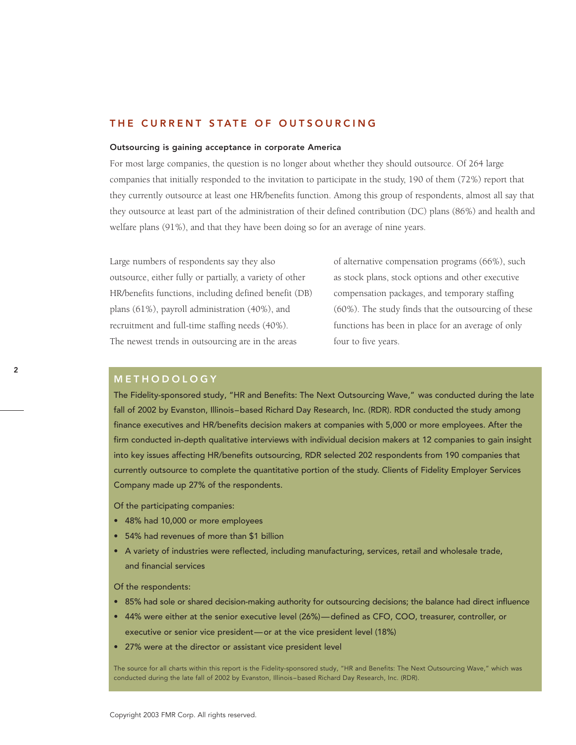## THE CURRENT STATE OF OUTSOURCING

**Outsourcing is gaining acceptance in corporate America**

For most large companies, the question is no longer about whether they should outsource. Of 264 large companies that initially responded to the invitation to participate in the study, 190 of them (72%) report that they currently outsource at least one HR/benefits function. Among this group of respondents, almost all say that they outsource at least part of the administration of their defined contribution (DC) plans (86%) and health and welfare plans (91%), and that they have been doing so for an average of nine years.

Large numbers of respondents say they also outsource, either fully or partially, a variety of other HR/benefits functions, including defined benefit (DB) plans (61%), payroll administration (40%), and recruitment and full-time staffing needs (40%). The newest trends in outsourcing are in the areas of alternative compensation programs (66%), such as stock plans, stock options and other executive compensation packages, and temporary staffing (60%). The study finds that the outsourcing of these functions has been in place for an average of only four to five years.

## METHODOLOGY

The Fidelity-sponsored study, "HR and Benefits: The Next Outsourcing Wave," was conducted during the late fall of 2002 by Evanston, Illinois–based Richard Day Research, Inc. (RDR). RDR conducted the study among finance executives and HR/benefits decision makers at companies with 5,000 or more employees. After the firm conducted in-depth qualitative interviews with individual decision makers at 12 companies to gain insight into key issues affecting HR/benefits outsourcing, RDR selected 202 respondents from 190 companies that currently outsource to complete the quantitative portion of the study. Clients of Fidelity Employer Services Company made up 27% of the respondents.

Of the participating companies:

- 48% had 10,000 or more employees
- 54% had revenues of more than $1 billion
- A variety of industries were reflected, including manufacturing, services, retail and wholesale trade, and financial services

Of the respondents:

- 85% had sole or shared decision-making authority for outsourcing decisions; the balance had direct influence
- 44% were either at the senior executive level (26%)—defined as CFO, COO, treasurer, controller, or executive or senior vice president—or at the vice president level (18%)
- 27% were at the director or assistant vice president level

The source for all charts within this report is the Fidelity-sponsored study, "HR and Benefits: The Next Outsourcing Wave," which was conducted during the late fall of 2002 by Evanston, Illinois–based Richard Day Research, Inc. (RDR).

Copyright 2003 FMR Corp. All rights reserved.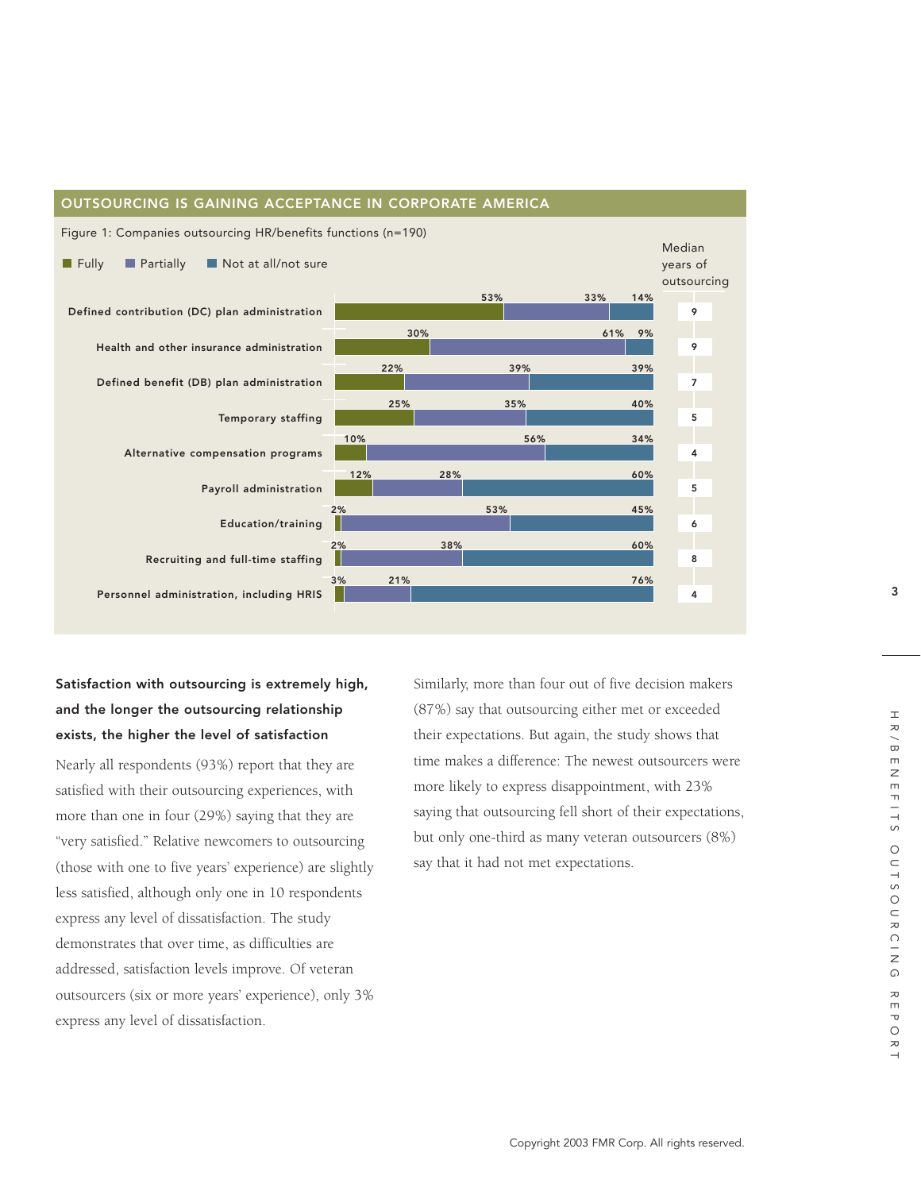## OUTSOURCING IS GAINING ACCEPTANCE IN CORPORATE AMERICA

Figure 1: Companies outsourcing HR/benefits functions (n=190)

| Function | Fully | Partially | Not at all/not sure | Median years of outsourcing |
|---|---|---|---|---|
| Defined contribution (DC) plan administration | 53% | 33% | 14% | 9 |
| Health and other insurance administration | 30% | 61% | 9% | 9 |
| Defined benefit (DB) plan administration | 22% | 39% | 39% | 7 |
| Temporary staffing | 25% | 35% | 40% | 5 |
| Alternative compensation programs | 10% | 56% | 34% | 4 |
| Payroll administration | 12% | 28% | 60% | 5 |
| Education/training | 2% | 53% | 45% | 6 |
| Recruiting and full-time staffing | 2% | 38% | 60% | 8 |
| Personnel administration, including HRIS | 3% | 21% | 76% | 4 |

### Satisfaction with outsourcing is extremely high, and the longer the outsourcing relationship exists, the higher the level of satisfaction

Nearly all respondents (93%) report that they are satisfied with their outsourcing experiences, with more than one in four (29%) saying that they are "very satisfied." Relative newcomers to outsourcing (those with one to five years' experience) are slightly less satisfied, although only one in 10 respondents express any level of dissatisfaction. The study demonstrates that over time, as difficulties are addressed, satisfaction levels improve. Of veteran outsourcers (six or more years' experience), only 3% express any level of dissatisfaction.

Similarly, more than four out of five decision makers (87%) say that outsourcing either met or exceeded their expectations. But again, the study shows that time makes a difference: The newest outsourcers were more likely to express disappointment, with 23% saying that outsourcing fell short of their expectations, but only one-third as many veteran outsourcers (8%) say that it had not met expectations.

Copyright 2003 FMR Corp. All rights reserved.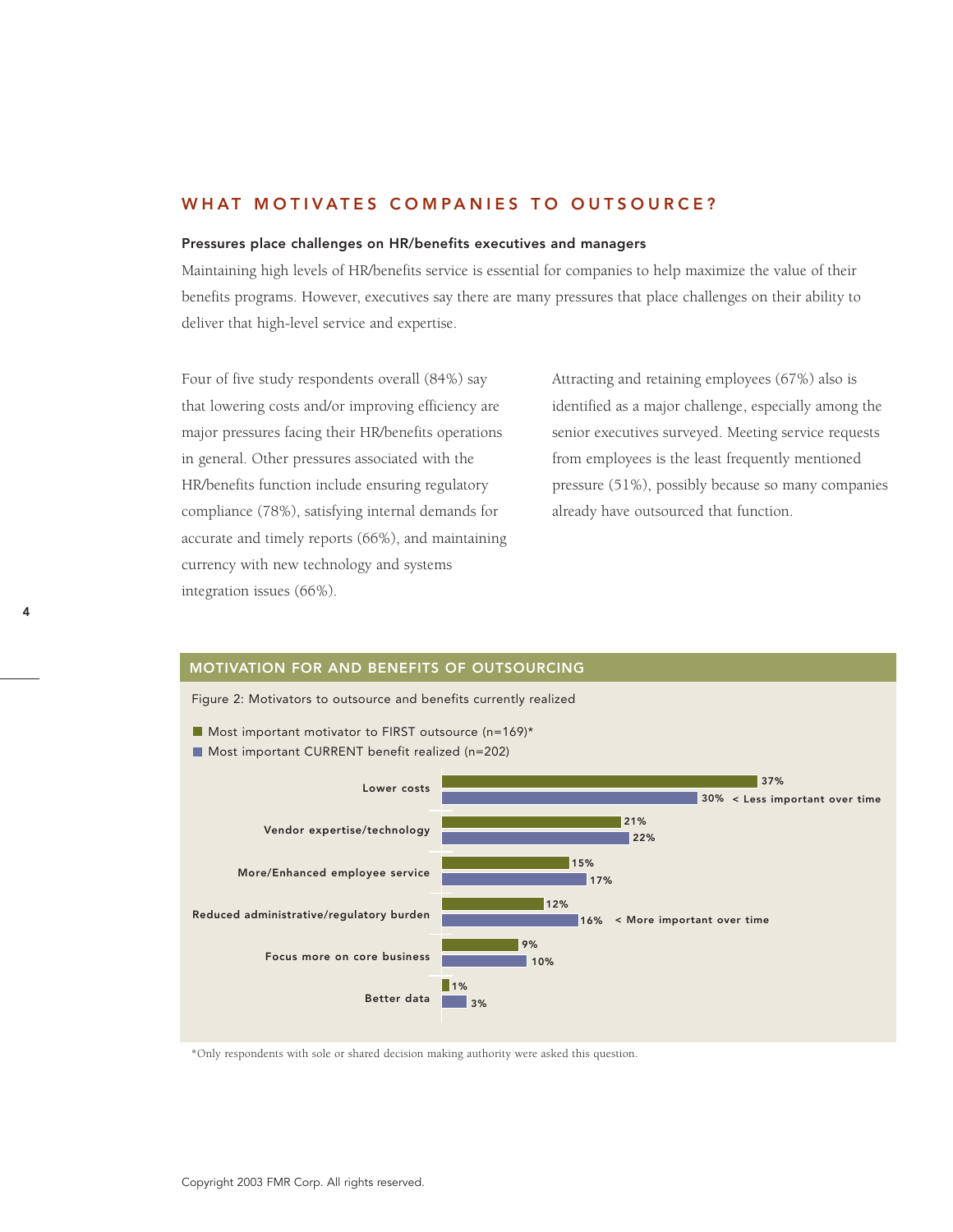## WHAT MOTIVATES COMPANIES TO OUTSOURCE?

**Pressures place challenges on HR/benefits executives and managers**

Maintaining high levels of HR/benefits service is essential for companies to help maximize the value of their benefits programs. However, executives say there are many pressures that place challenges on their ability to deliver that high-level service and expertise.

Four of five study respondents overall (84%) say that lowering costs and/or improving efficiency are major pressures facing their HR/benefits operations in general. Other pressures associated with the HR/benefits function include ensuring regulatory compliance (78%), satisfying internal demands for accurate and timely reports (66%), and maintaining currency with new technology and systems integration issues (66%).

Attracting and retaining employees (67%) also is identified as a major challenge, especially among the senior executives surveyed. Meeting service requests from employees is the least frequently mentioned pressure (51%), possibly because so many companies already have outsourced that function.

### MOTIVATION FOR AND BENEFITS OF OUTSOURCING

Figure 2: Motivators to outsource and benefits currently realized

| | Most important motivator to FIRST outsource (n=169)* | Most important CURRENT benefit realized (n=202) | |
|---|---|---|---|
| Lower costs | 37% | 30% | < Less important over time |
| Vendor expertise/technology | 21% | 22% | |
| More/Enhanced employee service | 15% | 17% | |
| Reduced administrative/regulatory burden | 12% | 16% | < More important over time |
| Focus more on core business | 9% | 10% | |
| Better data | 1% | 3% | |

*Only respondents with sole or shared decision making authority were asked this question.

Copyright 2003 FMR Corp. All rights reserved.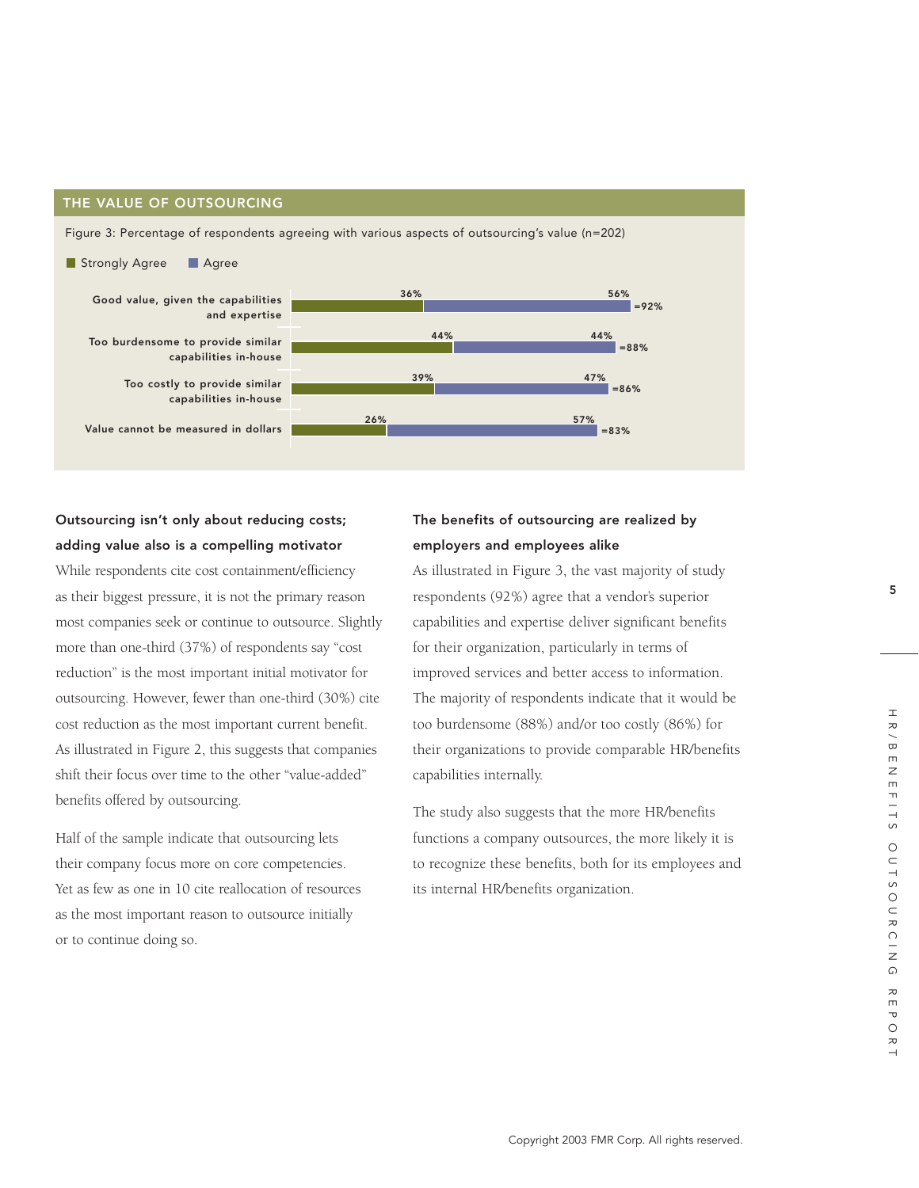## THE VALUE OF OUTSOURCING

Figure 3: Percentage of respondents agreeing with various aspects of outsourcing's value (n=202)

| | Strongly Agree | Agree | Total |
|---|---|---|---|
| Good value, given the capabilities and expertise | 36% | 56% | =92% |
| Too burdensome to provide similar capabilities in-house | 44% | 44% | =88% |
| Too costly to provide similar capabilities in-house | 39% | 47% | =86% |
| Value cannot be measured in dollars | 26% | 57% | =83% |

### Outsourcing isn't only about reducing costs; adding value also is a compelling motivator

While respondents cite cost containment/efficiency as their biggest pressure, it is not the primary reason most companies seek or continue to outsource. Slightly more than one-third (37%) of respondents say "cost reduction" is the most important initial motivator for outsourcing. However, fewer than one-third (30%) cite cost reduction as the most important current benefit. As illustrated in Figure 2, this suggests that companies shift their focus over time to the other "value-added" benefits offered by outsourcing.

Half of the sample indicate that outsourcing lets their company focus more on core competencies. Yet as few as one in 10 cite reallocation of resources as the most important reason to outsource initially or to continue doing so.

### The benefits of outsourcing are realized by employers and employees alike

As illustrated in Figure 3, the vast majority of study respondents (92%) agree that a vendor's superior capabilities and expertise deliver significant benefits for their organization, particularly in terms of improved services and better access to information. The majority of respondents indicate that it would be too burdensome (88%) and/or too costly (86%) for their organizations to provide comparable HR/benefits capabilities internally.

The study also suggests that the more HR/benefits functions a company outsources, the more likely it is to recognize these benefits, both for its employees and its internal HR/benefits organization.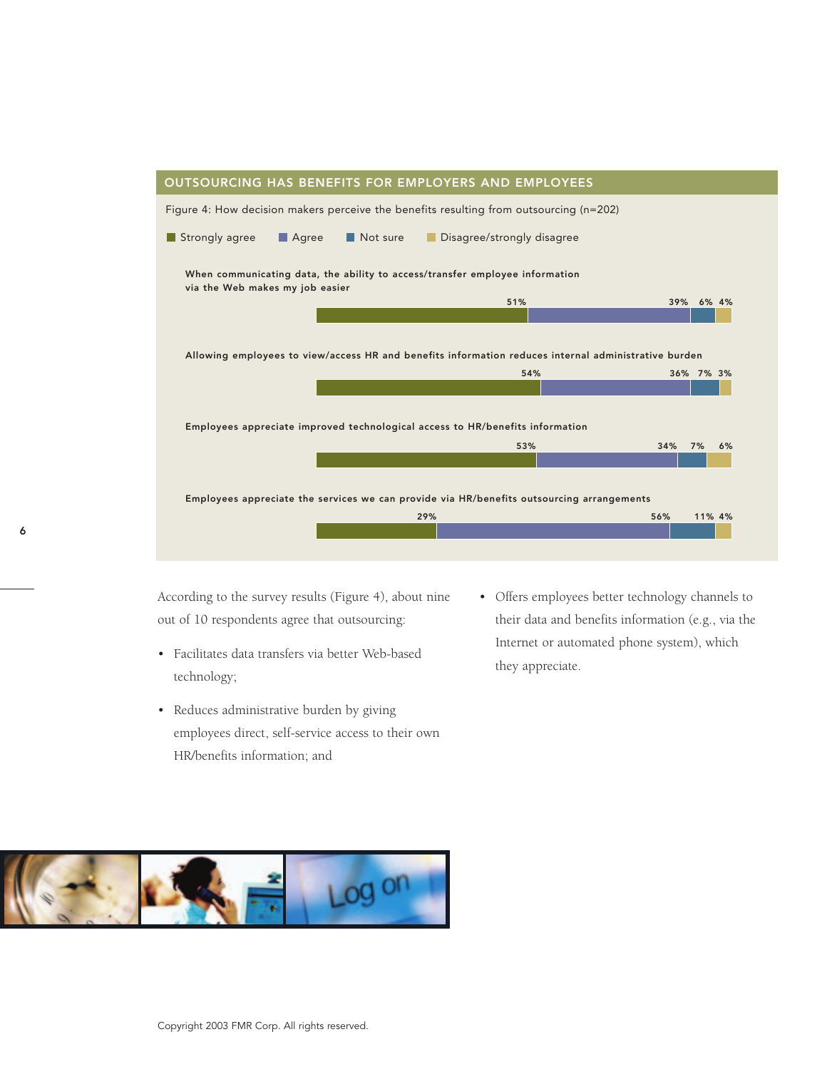## OUTSOURCING HAS BENEFITS FOR EMPLOYERS AND EMPLOYEES

Figure 4: How decision makers perceive the benefits resulting from outsourcing (n=202)

| Statement | Strongly agree | Agree | Not sure | Disagree/strongly disagree |
|---|---|---|---|---|
| When communicating data, the ability to access/transfer employee information via the Web makes my job easier | 51% | 39% | 6% | 4% |
| Allowing employees to view/access HR and benefits information reduces internal administrative burden | 54% | 36% | 7% | 3% |
| Employees appreciate improved technological access to HR/benefits information | 53% | 34% | 7% | 6% |
| Employees appreciate the services we can provide via HR/benefits outsourcing arrangements | 29% | 56% | 11% | 4% |

According to the survey results (Figure 4), about nine out of 10 respondents agree that outsourcing:

- Facilitates data transfers via better Web-based technology;
- Reduces administrative burden by giving employees direct, self-service access to their own HR/benefits information; and
- Offers employees better technology channels to their data and benefits information (e.g., via the Internet or automated phone system), which they appreciate.

Copyright 2003 FMR Corp. All rights reserved.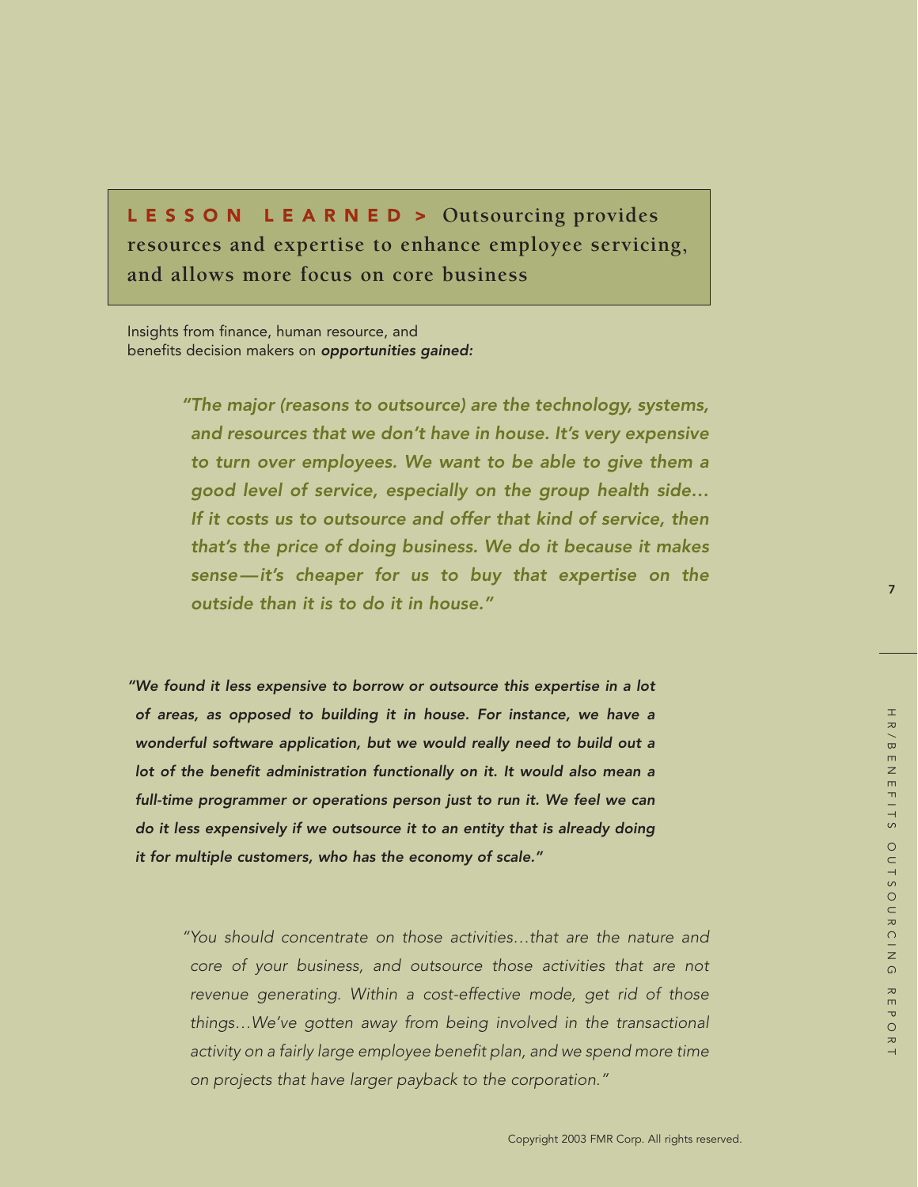## LESSON LEARNED > Outsourcing provides resources and expertise to enhance employee servicing, and allows more focus on core business

Insights from finance, human resource, and benefits decision makers on ***opportunities gained:***

> ***"The major (reasons to outsource) are the technology, systems, and resources that we don't have in house. It's very expensive to turn over employees. We want to be able to give them a good level of service, especially on the group health side… If it costs us to outsource and offer that kind of service, then that's the price of doing business. We do it because it makes sense—it's cheaper for us to buy that expertise on the outside than it is to do it in house."***

***"We found it less expensive to borrow or outsource this expertise in a lot of areas, as opposed to building it in house. For instance, we have a wonderful software application, but we would really need to build out a lot of the benefit administration functionally on it. It would also mean a full-time programmer or operations person just to run it. We feel we can do it less expensively if we outsource it to an entity that is already doing it for multiple customers, who has the economy of scale."***

> *"You should concentrate on those activities…that are the nature and core of your business, and outsource those activities that are not revenue generating. Within a cost-effective mode, get rid of those things…We've gotten away from being involved in the transactional activity on a fairly large employee benefit plan, and we spend more time on projects that have larger payback to the corporation."*

Copyright 2003 FMR Corp. All rights reserved.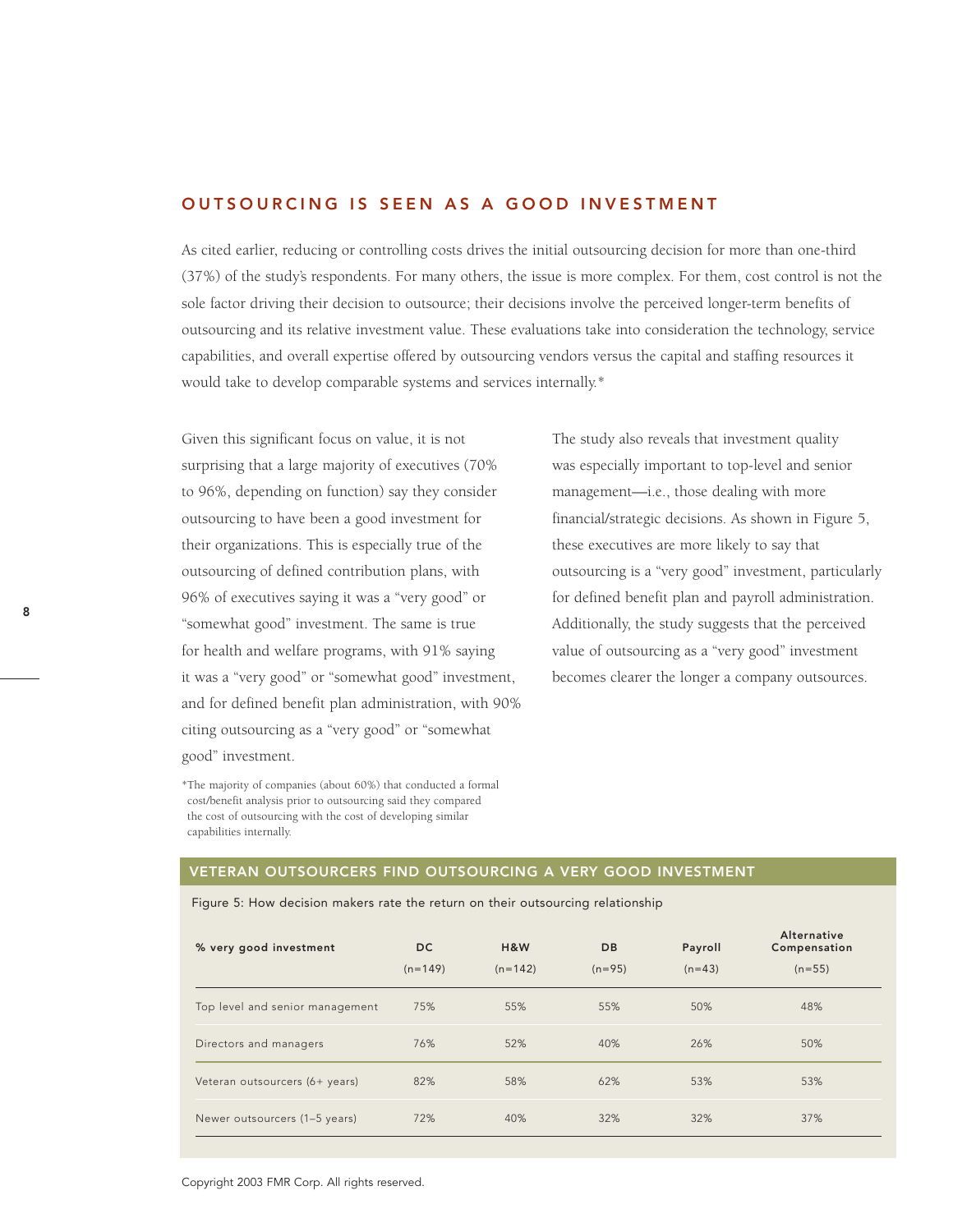## OUTSOURCING IS SEEN AS A GOOD INVESTMENT

As cited earlier, reducing or controlling costs drives the initial outsourcing decision for more than one-third (37%) of the study's respondents. For many others, the issue is more complex. For them, cost control is not the sole factor driving their decision to outsource; their decisions involve the perceived longer-term benefits of outsourcing and its relative investment value. These evaluations take into consideration the technology, service capabilities, and overall expertise offered by outsourcing vendors versus the capital and staffing resources it would take to develop comparable systems and services internally.*

Given this significant focus on value, it is not surprising that a large majority of executives (70% to 96%, depending on function) say they consider outsourcing to have been a good investment for their organizations. This is especially true of the outsourcing of defined contribution plans, with 96% of executives saying it was a "very good" or "somewhat good" investment. The same is true for health and welfare programs, with 91% saying it was a "very good" or "somewhat good" investment, and for defined benefit plan administration, with 90% citing outsourcing as a "very good" or "somewhat good" investment.

*The majority of companies (about 60%) that conducted a formal cost/benefit analysis prior to outsourcing said they compared the cost of outsourcing with the cost of developing similar capabilities internally.

The study also reveals that investment quality was especially important to top-level and senior management—i.e., those dealing with more financial/strategic decisions. As shown in Figure 5, these executives are more likely to say that outsourcing is a "very good" investment, particularly for defined benefit plan and payroll administration. Additionally, the study suggests that the perceived value of outsourcing as a "very good" investment becomes clearer the longer a company outsources.

### VETERAN OUTSOURCERS FIND OUTSOURCING A VERY GOOD INVESTMENT

Figure 5: How decision makers rate the return on their outsourcing relationship

| % very good investment | DC (n=149) | H&W (n=142) | DB (n=95) | Payroll (n=43) | Alternative Compensation (n=55) |
|---|---|---|---|---|---|
| Top level and senior management | 75% | 55% | 55% | 50% | 48% |
| Directors and managers | 76% | 52% | 40% | 26% | 50% |
| Veteran outsourcers (6+ years) | 82% | 58% | 62% | 53% | 53% |
| Newer outsourcers (1–5 years) | 72% | 40% | 32% | 32% | 37% |

Copyright 2003 FMR Corp. All rights reserved.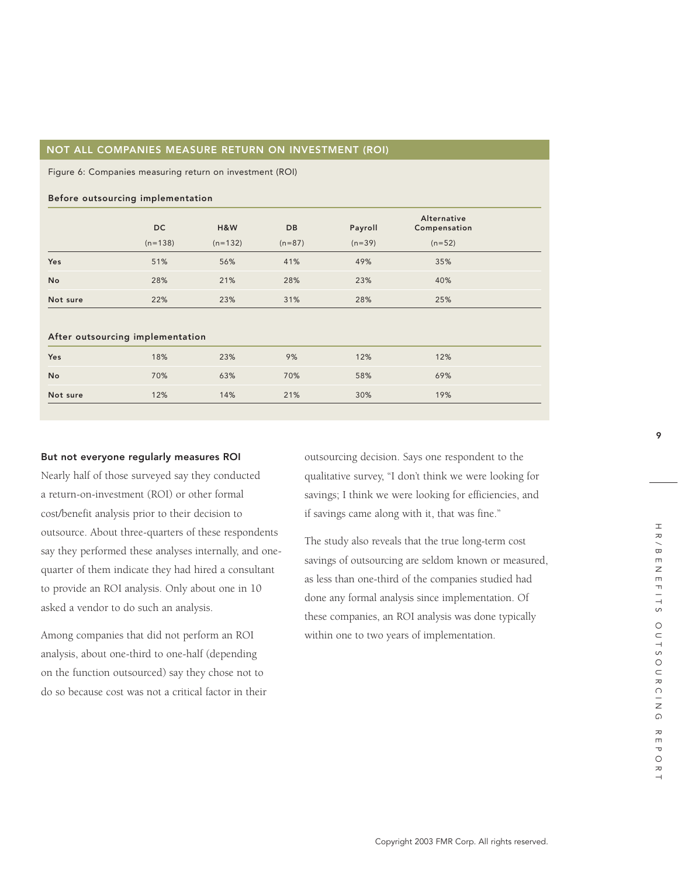## NOT ALL COMPANIES MEASURE RETURN ON INVESTMENT (ROI)

Figure 6: Companies measuring return on investment (ROI)

**Before outsourcing implementation**

| | DC (n=138) | H&W (n=132) | DB (n=87) | Payroll (n=39) | Alternative Compensation (n=52) |
|---|---|---|---|---|---|
| Yes | 51% | 56% | 41% | 49% | 35% |
| No | 28% | 21% | 28% | 23% | 40% |
| Not sure | 22% | 23% | 31% | 28% | 25% |

**After outsourcing implementation**

| | DC (n=138) | H&W (n=132) | DB (n=87) | Payroll (n=39) | Alternative Compensation (n=52) |
|---|---|---|---|---|---|
| Yes | 18% | 23% | 9% | 12% | 12% |
| No | 70% | 63% | 70% | 58% | 69% |
| Not sure | 12% | 14% | 21% | 30% | 19% |

### But not everyone regularly measures ROI

Nearly half of those surveyed say they conducted a return-on-investment (ROI) or other formal cost/benefit analysis prior to their decision to outsource. About three-quarters of these respondents say they performed these analyses internally, and one-quarter of them indicate they had hired a consultant to provide an ROI analysis. Only about one in 10 asked a vendor to do such an analysis.

Among companies that did not perform an ROI analysis, about one-third to one-half (depending on the function outsourced) say they chose not to do so because cost was not a critical factor in their outsourcing decision. Says one respondent to the qualitative survey, "I don't think we were looking for savings; I think we were looking for efficiencies, and if savings came along with it, that was fine."

The study also reveals that the true long-term cost savings of outsourcing are seldom known or measured, as less than one-third of the companies studied had done any formal analysis since implementation. Of these companies, an ROI analysis was done typically within one to two years of implementation.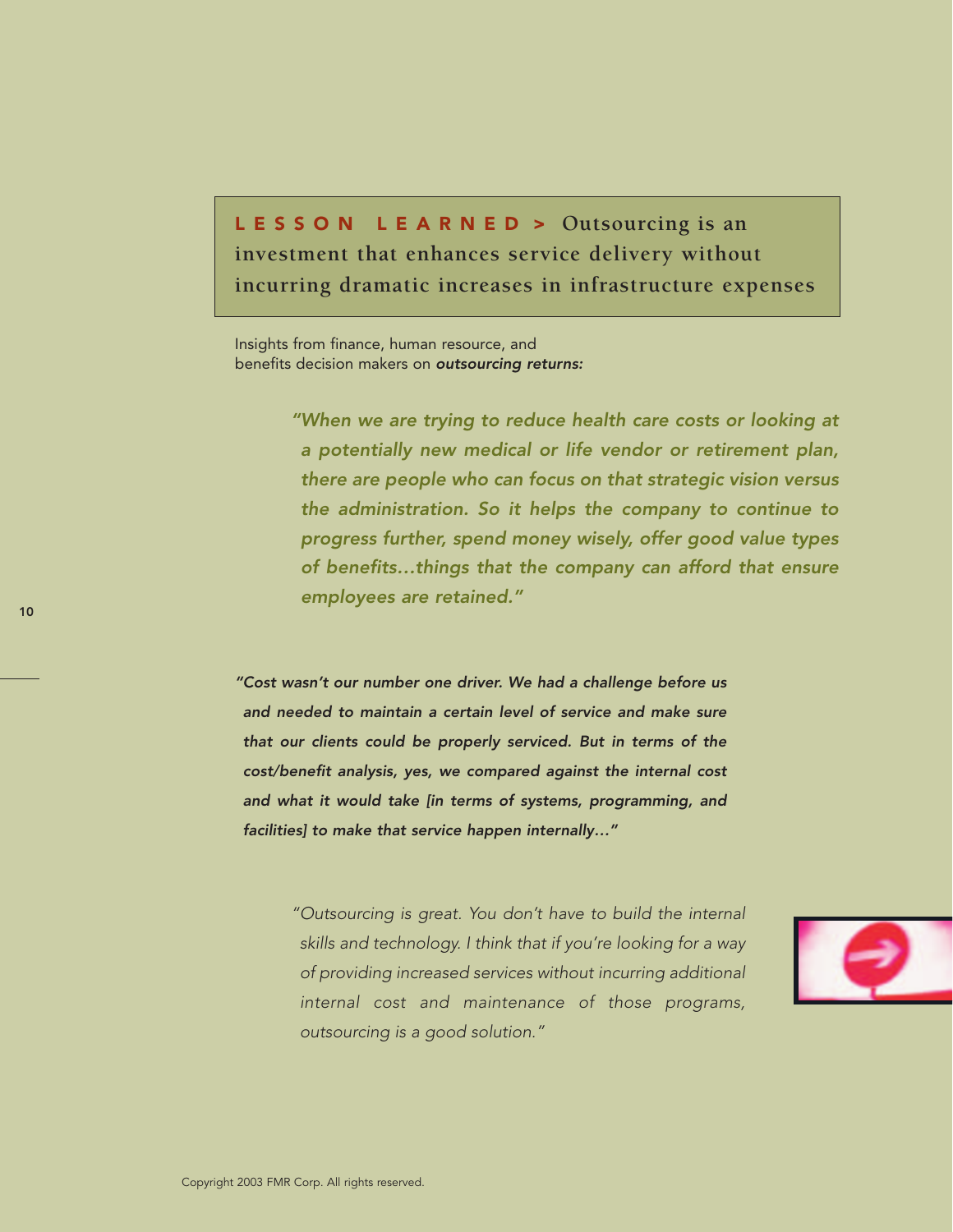## **LESSON LEARNED >** Outsourcing is an investment that enhances service delivery without incurring dramatic increases in infrastructure expenses

Insights from finance, human resource, and benefits decision makers on ***outsourcing returns:***

*"When we are trying to reduce health care costs or looking at a potentially new medical or life vendor or retirement plan, there are people who can focus on that strategic vision versus the administration. So it helps the company to continue to progress further, spend money wisely, offer good value types of benefits…things that the company can afford that ensure employees are retained."*

***"Cost wasn't our number one driver. We had a challenge before us and needed to maintain a certain level of service and make sure that our clients could be properly serviced. But in terms of the cost/benefit analysis, yes, we compared against the internal cost and what it would take [in terms of systems, programming, and facilities] to make that service happen internally…"***

*"Outsourcing is great. You don't have to build the internal skills and technology. I think that if you're looking for a way of providing increased services without incurring additional internal cost and maintenance of those programs, outsourcing is a good solution."*

Copyright 2003 FMR Corp. All rights reserved.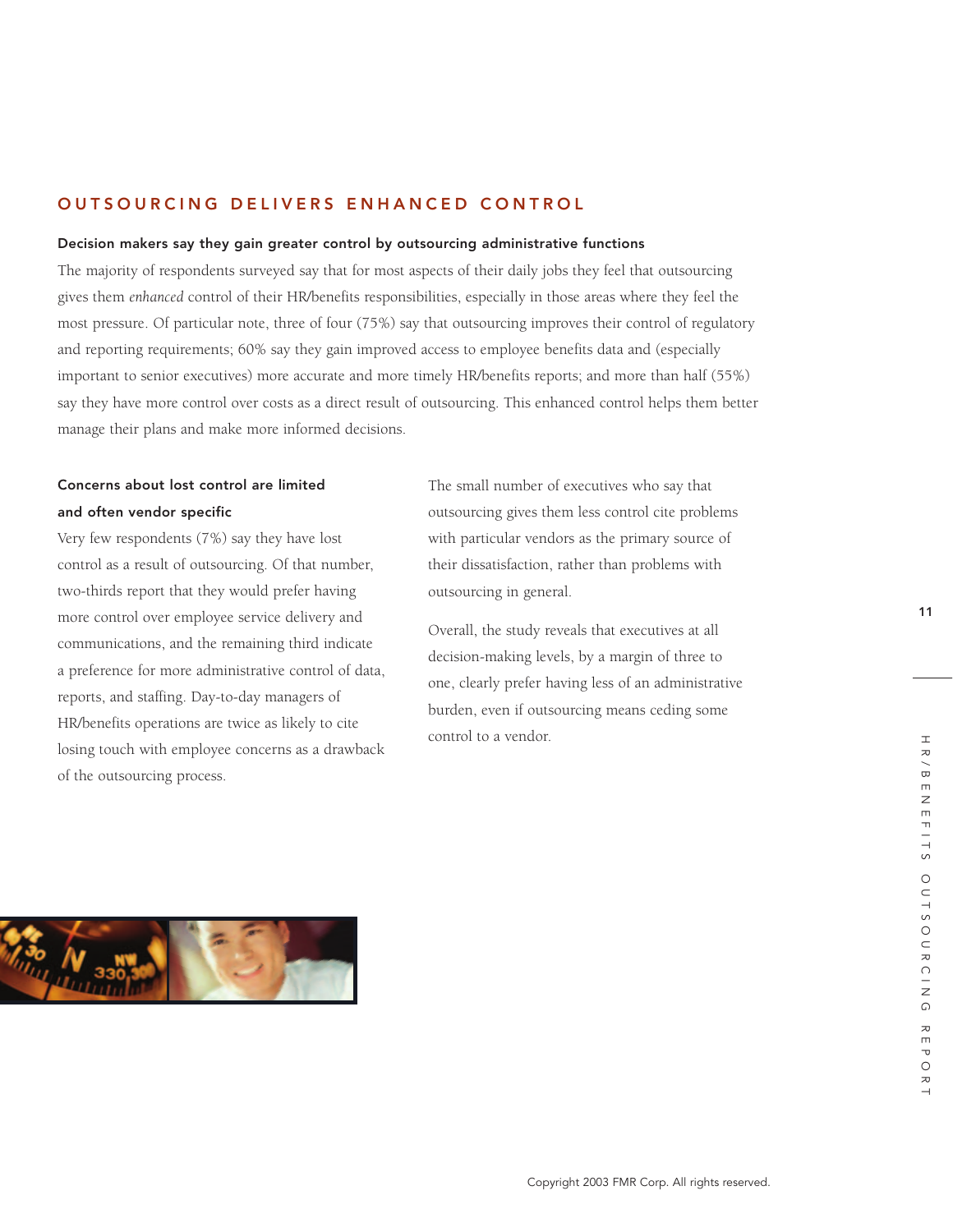## OUTSOURCING DELIVERS ENHANCED CONTROL

### Decision makers say they gain greater control by outsourcing administrative functions

The majority of respondents surveyed say that for most aspects of their daily jobs they feel that outsourcing gives them *enhanced* control of their HR/benefits responsibilities, especially in those areas where they feel the most pressure. Of particular note, three of four (75%) say that outsourcing improves their control of regulatory and reporting requirements; 60% say they gain improved access to employee benefits data and (especially important to senior executives) more accurate and more timely HR/benefits reports; and more than half (55%) say they have more control over costs as a direct result of outsourcing. This enhanced control helps them better manage their plans and make more informed decisions.

### Concerns about lost control are limited and often vendor specific

Very few respondents (7%) say they have lost control as a result of outsourcing. Of that number, two-thirds report that they would prefer having more control over employee service delivery and communications, and the remaining third indicate a preference for more administrative control of data, reports, and staffing. Day-to-day managers of HR/benefits operations are twice as likely to cite losing touch with employee concerns as a drawback of the outsourcing process.

The small number of executives who say that outsourcing gives them less control cite problems with particular vendors as the primary source of their dissatisfaction, rather than problems with outsourcing in general.

Overall, the study reveals that executives at all decision-making levels, by a margin of three to one, clearly prefer having less of an administrative burden, even if outsourcing means ceding some control to a vendor.

Copyright 2003 FMR Corp. All rights reserved.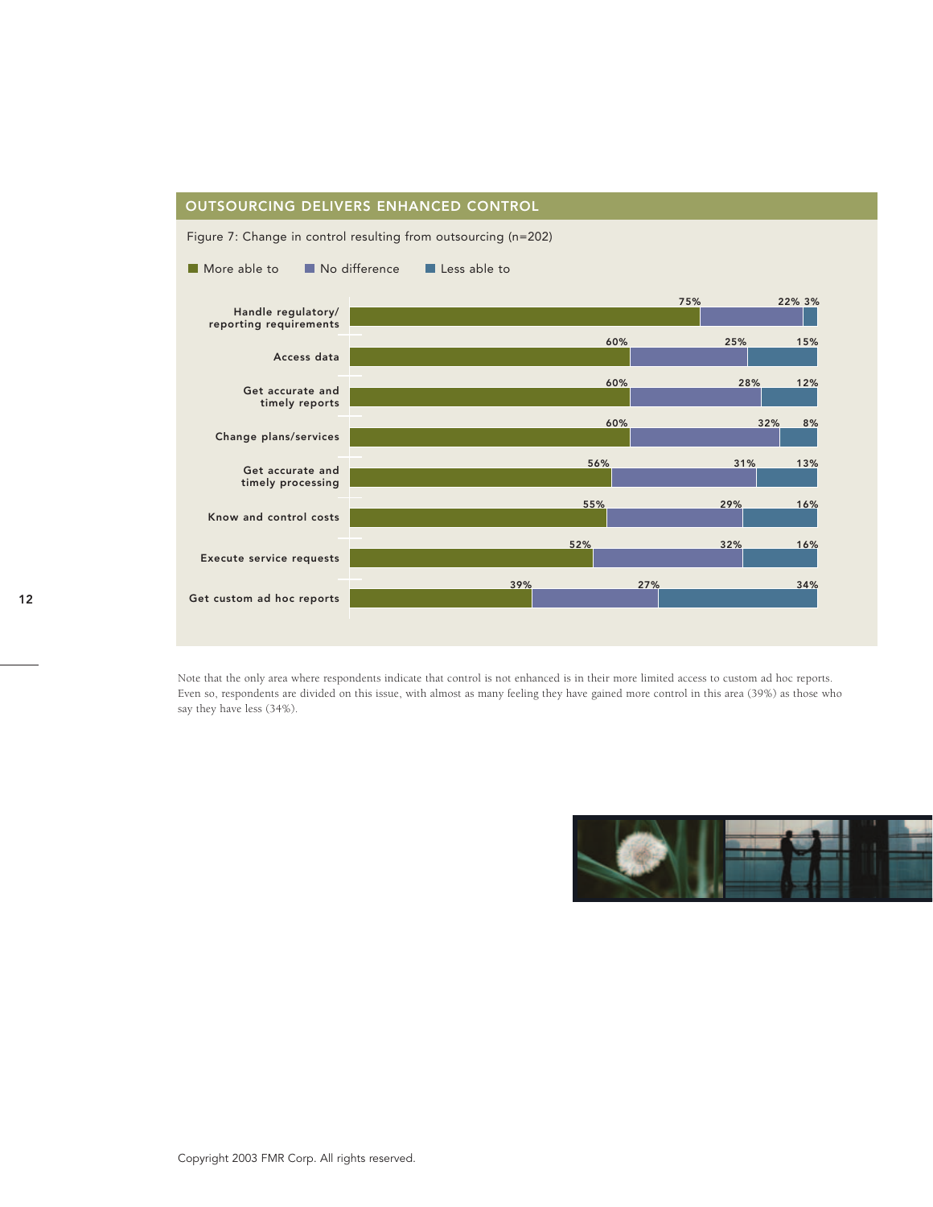## OUTSOURCING DELIVERS ENHANCED CONTROL

Figure 7: Change in control resulting from outsourcing (n=202)

| | More able to | No difference | Less able to |
|---|---|---|---|
| Handle regulatory/ reporting requirements | 75% | 22% | 3% |
| Access data | 60% | 25% | 15% |
| Get accurate and timely reports | 60% | 28% | 12% |
| Change plans/services | 60% | 32% | 8% |
| Get accurate and timely processing | 56% | 31% | 13% |
| Know and control costs | 55% | 29% | 16% |
| Execute service requests | 52% | 32% | 16% |
| Get custom ad hoc reports | 39% | 27% | 34% |

Note that the only area where respondents indicate that control is not enhanced is in their more limited access to custom ad hoc reports. Even so, respondents are divided on this issue, with almost as many feeling they have gained more control in this area (39%) as those who say they have less (34%).

Copyright 2003 FMR Corp. All rights reserved.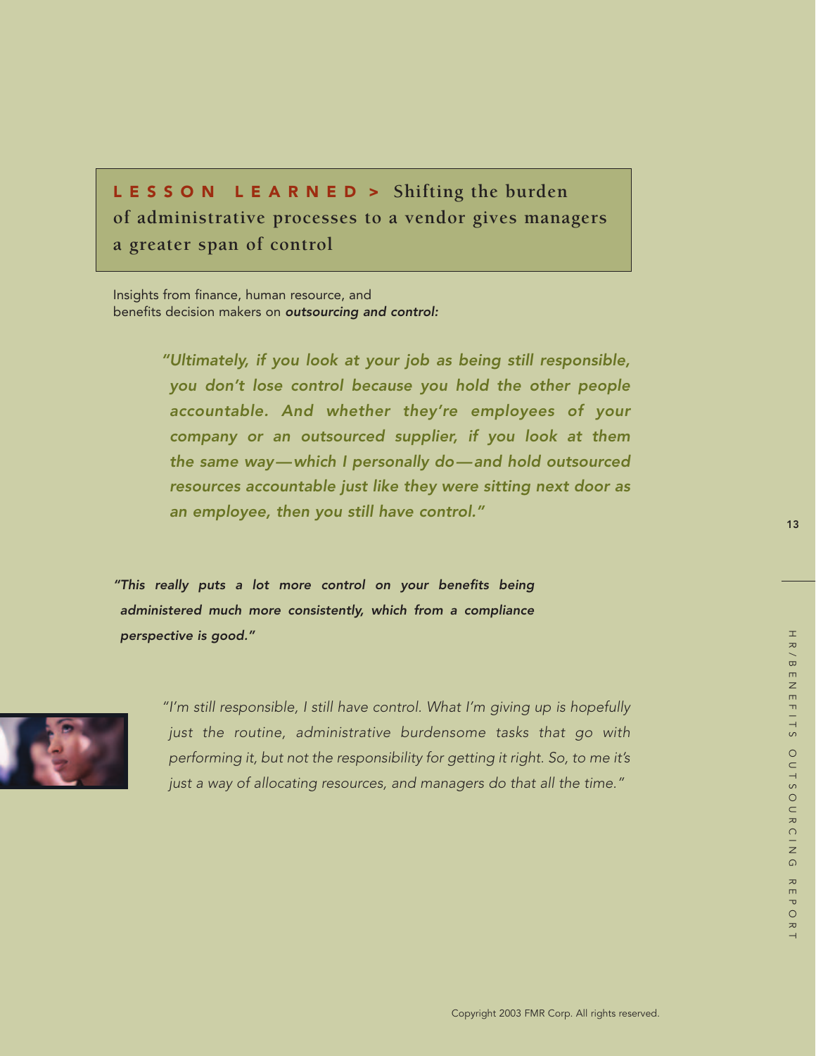## LESSON LEARNED > Shifting the burden of administrative processes to a vendor gives managers a greater span of control

Insights from finance, human resource, and benefits decision makers on ***outsourcing and control:***

> ***"Ultimately, if you look at your job as being still responsible, you don't lose control because you hold the other people accountable. And whether they're employees of your company or an outsourced supplier, if you look at them the same way—which I personally do—and hold outsourced resources accountable just like they were sitting next door as an employee, then you still have control."***

> ***"This really puts a lot more control on your benefits being administered much more consistently, which from a compliance perspective is good."***

> *"I'm still responsible, I still have control. What I'm giving up is hopefully just the routine, administrative burdensome tasks that go with performing it, but not the responsibility for getting it right. So, to me it's just a way of allocating resources, and managers do that all the time."*

Copyright 2003 FMR Corp. All rights reserved.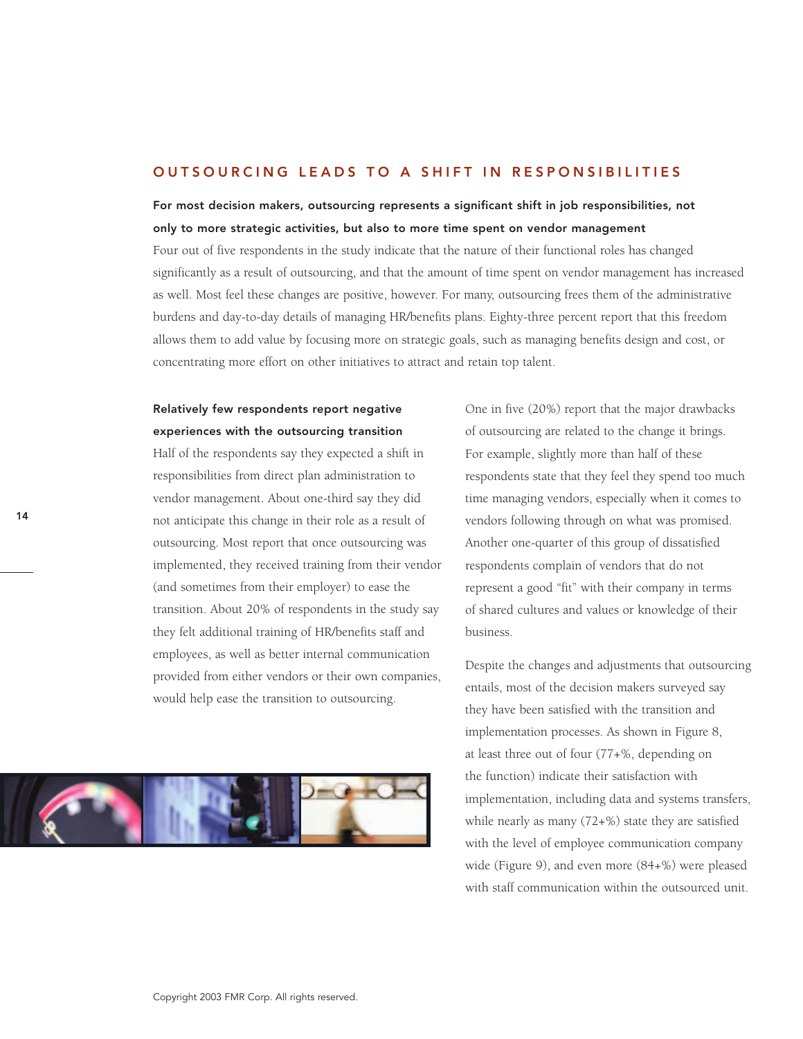## OUTSOURCING LEADS TO A SHIFT IN RESPONSIBILITIES

**For most decision makers, outsourcing represents a significant shift in job responsibilities, not only to more strategic activities, but also to more time spent on vendor management**

Four out of five respondents in the study indicate that the nature of their functional roles has changed significantly as a result of outsourcing, and that the amount of time spent on vendor management has increased as well. Most feel these changes are positive, however. For many, outsourcing frees them of the administrative burdens and day-to-day details of managing HR/benefits plans. Eighty-three percent report that this freedom allows them to add value by focusing more on strategic goals, such as managing benefits design and cost, or concentrating more effort on other initiatives to attract and retain top talent.

**Relatively few respondents report negative experiences with the outsourcing transition**

Half of the respondents say they expected a shift in responsibilities from direct plan administration to vendor management. About one-third say they did not anticipate this change in their role as a result of outsourcing. Most report that once outsourcing was implemented, they received training from their vendor (and sometimes from their employer) to ease the transition. About 20% of respondents in the study say they felt additional training of HR/benefits staff and employees, as well as better internal communication provided from either vendors or their own companies, would help ease the transition to outsourcing.

One in five (20%) report that the major drawbacks of outsourcing are related to the change it brings. For example, slightly more than half of these respondents state that they feel they spend too much time managing vendors, especially when it comes to vendors following through on what was promised. Another one-quarter of this group of dissatisfied respondents complain of vendors that do not represent a good "fit" with their company in terms of shared cultures and values or knowledge of their business.

Despite the changes and adjustments that outsourcing entails, most of the decision makers surveyed say they have been satisfied with the transition and implementation processes. As shown in Figure 8, at least three out of four (77+%, depending on the function) indicate their satisfaction with implementation, including data and systems transfers, while nearly as many (72+%) state they are satisfied with the level of employee communication company wide (Figure 9), and even more (84+%) were pleased with staff communication within the outsourced unit.

Copyright 2003 FMR Corp. All rights reserved.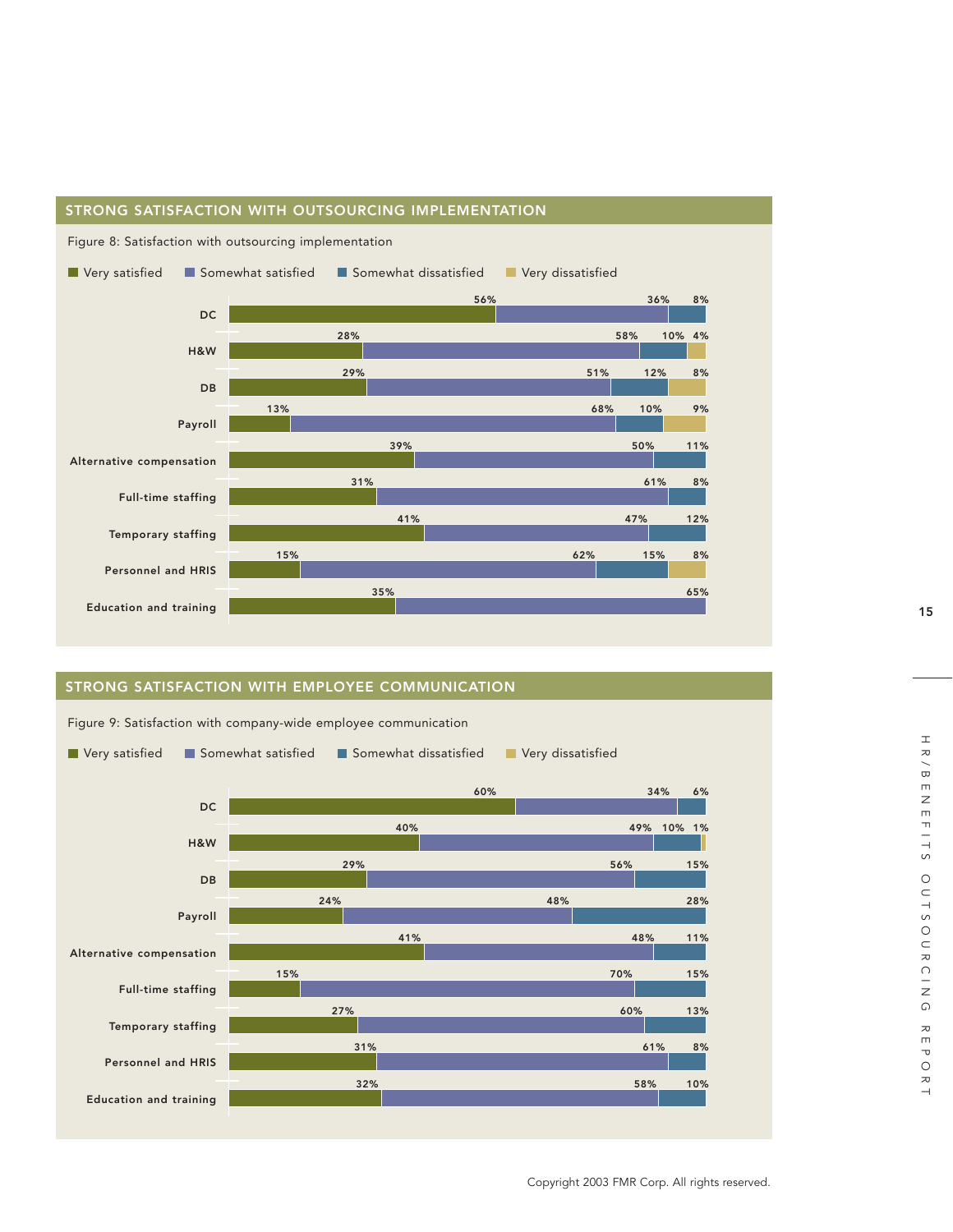## STRONG SATISFACTION WITH OUTSOURCING IMPLEMENTATION

Figure 8: Satisfaction with outsourcing implementation

| | Very satisfied | Somewhat satisfied | Somewhat dissatisfied | Very dissatisfied |
|---|---|---|---|---|
| DC | 56% | 36% | 8% | |
| H&W | 28% | 58% | 10% | 4% |
| DB | 29% | 51% | 12% | 8% |
| Payroll | 13% | 68% | 10% | 9% |
| Alternative compensation | 39% | 50% | 11% | |
| Full-time staffing | 31% | 61% | 8% | |
| Temporary staffing | 41% | 47% | 12% | |
| Personnel and HRIS | 15% | 62% | 15% | 8% |
| Education and training | 35% | 65% | | |

## STRONG SATISFACTION WITH EMPLOYEE COMMUNICATION

Figure 9: Satisfaction with company-wide employee communication

| | Very satisfied | Somewhat satisfied | Somewhat dissatisfied | Very dissatisfied |
|---|---|---|---|---|
| DC | 60% | 34% | 6% | |
| H&W | 40% | 49% | 10% | 1% |
| DB | 29% | 56% | 15% | |
| Payroll | 24% | 48% | 28% | |
| Alternative compensation | 41% | 48% | 11% | |
| Full-time staffing | 15% | 70% | 15% | |
| Temporary staffing | 27% | 60% | 13% | |
| Personnel and HRIS | 31% | 61% | 8% | |
| Education and training | 32% | 58% | 10% | |

Copyright 2003 FMR Corp. All rights reserved.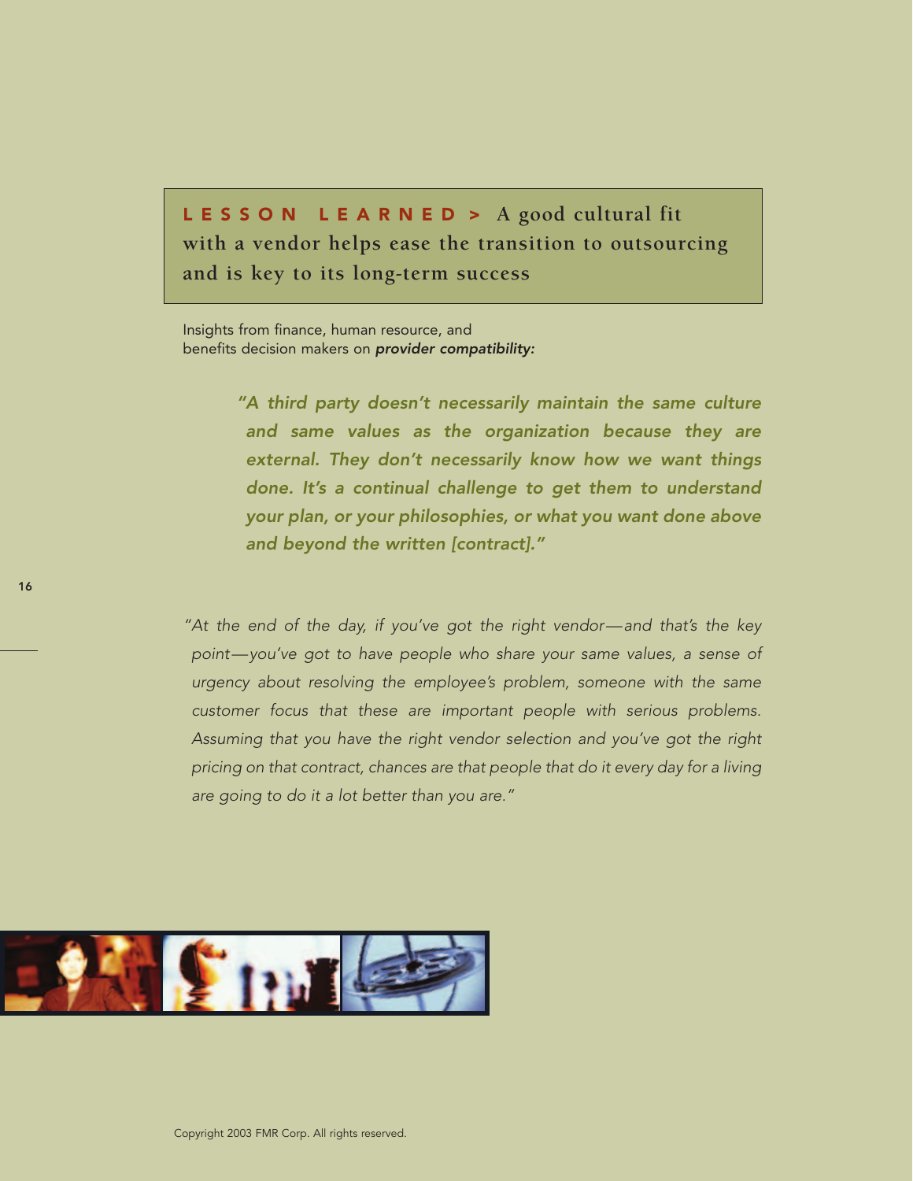**LESSON LEARNED >** **A good cultural fit with a vendor helps ease the transition to outsourcing and is key to its long-term success**

Insights from finance, human resource, and benefits decision makers on ***provider compatibility:***

> ***"A third party doesn't necessarily maintain the same culture and same values as the organization because they are external. They don't necessarily know how we want things done. It's a continual challenge to get them to understand your plan, or your philosophies, or what you want done above and beyond the written [contract]."***

> *"At the end of the day, if you've got the right vendor—and that's the key point—you've got to have people who share your same values, a sense of urgency about resolving the employee's problem, someone with the same customer focus that these are important people with serious problems. Assuming that you have the right vendor selection and you've got the right pricing on that contract, chances are that people that do it every day for a living are going to do it a lot better than you are."*

Copyright 2003 FMR Corp. All rights reserved.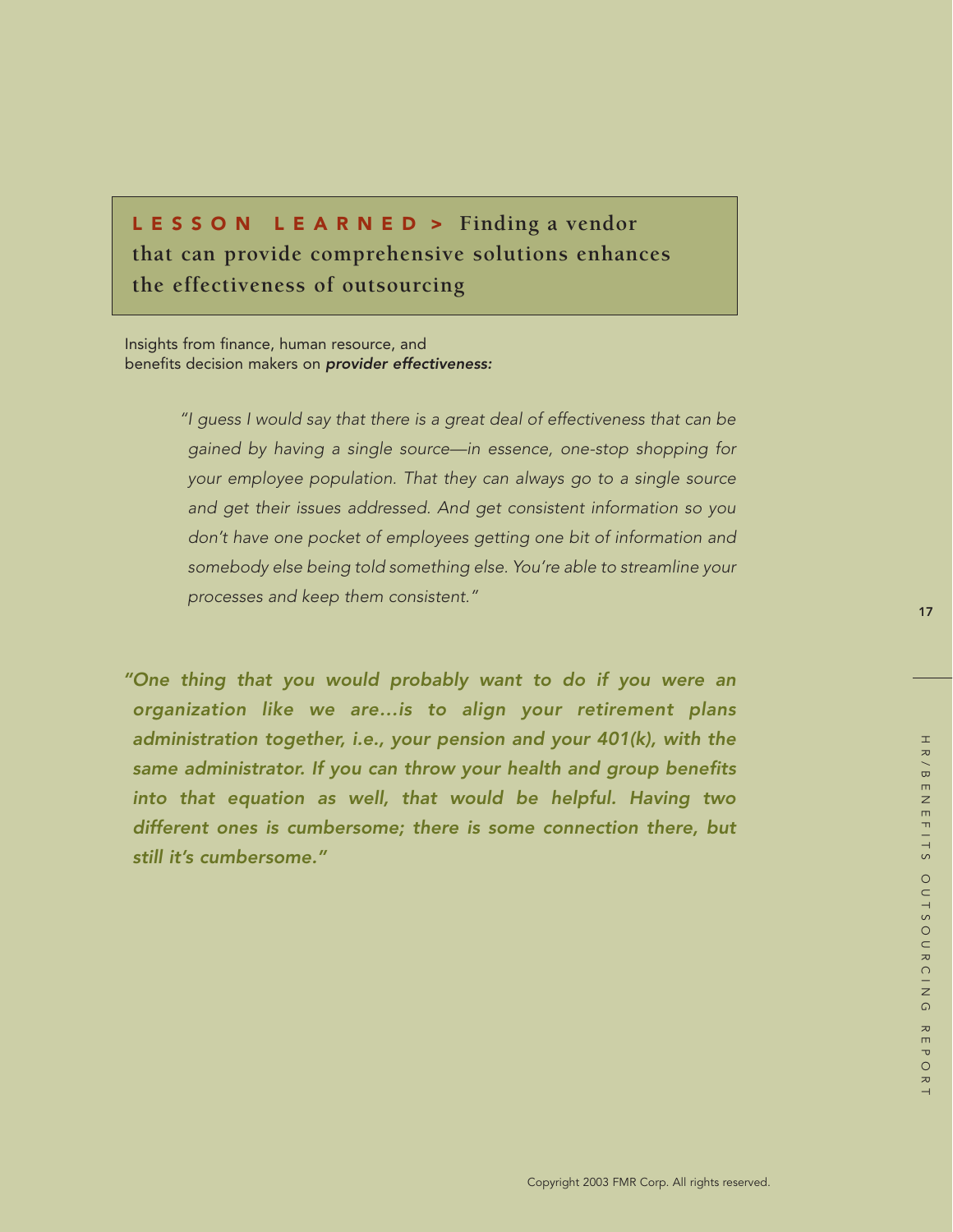## LESSON LEARNED > Finding a vendor that can provide comprehensive solutions enhances the effectiveness of outsourcing

Insights from finance, human resource, and benefits decision makers on ***provider effectiveness:***

> *"I guess I would say that there is a great deal of effectiveness that can be gained by having a single source—in essence, one-stop shopping for your employee population. That they can always go to a single source and get their issues addressed. And get consistent information so you don't have one pocket of employees getting one bit of information and somebody else being told something else. You're able to streamline your processes and keep them consistent."*

***"One thing that you would probably want to do if you were an organization like we are…is to align your retirement plans administration together, i.e., your pension and your 401(k), with the same administrator. If you can throw your health and group benefits into that equation as well, that would be helpful. Having two different ones is cumbersome; there is some connection there, but still it's cumbersome."***

Copyright 2003 FMR Corp. All rights reserved.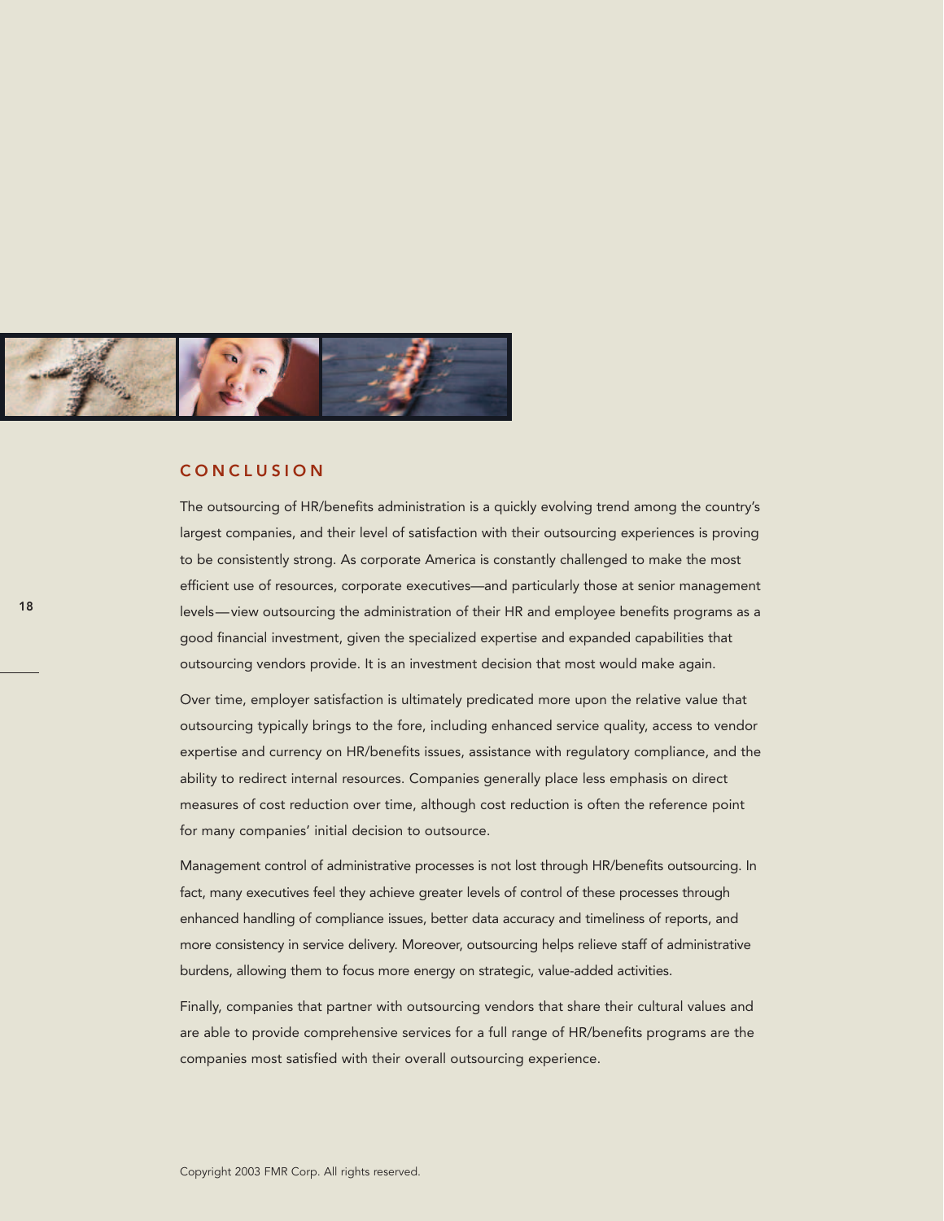## CONCLUSION

The outsourcing of HR/benefits administration is a quickly evolving trend among the country's largest companies, and their level of satisfaction with their outsourcing experiences is proving to be consistently strong. As corporate America is constantly challenged to make the most efficient use of resources, corporate executives—and particularly those at senior management levels—view outsourcing the administration of their HR and employee benefits programs as a good financial investment, given the specialized expertise and expanded capabilities that outsourcing vendors provide. It is an investment decision that most would make again.

Over time, employer satisfaction is ultimately predicated more upon the relative value that outsourcing typically brings to the fore, including enhanced service quality, access to vendor expertise and currency on HR/benefits issues, assistance with regulatory compliance, and the ability to redirect internal resources. Companies generally place less emphasis on direct measures of cost reduction over time, although cost reduction is often the reference point for many companies' initial decision to outsource.

Management control of administrative processes is not lost through HR/benefits outsourcing. In fact, many executives feel they achieve greater levels of control of these processes through enhanced handling of compliance issues, better data accuracy and timeliness of reports, and more consistency in service delivery. Moreover, outsourcing helps relieve staff of administrative burdens, allowing them to focus more energy on strategic, value-added activities.

Finally, companies that partner with outsourcing vendors that share their cultural values and are able to provide comprehensive services for a full range of HR/benefits programs are the companies most satisfied with their overall outsourcing experience.

Copyright 2003 FMR Corp. All rights reserved.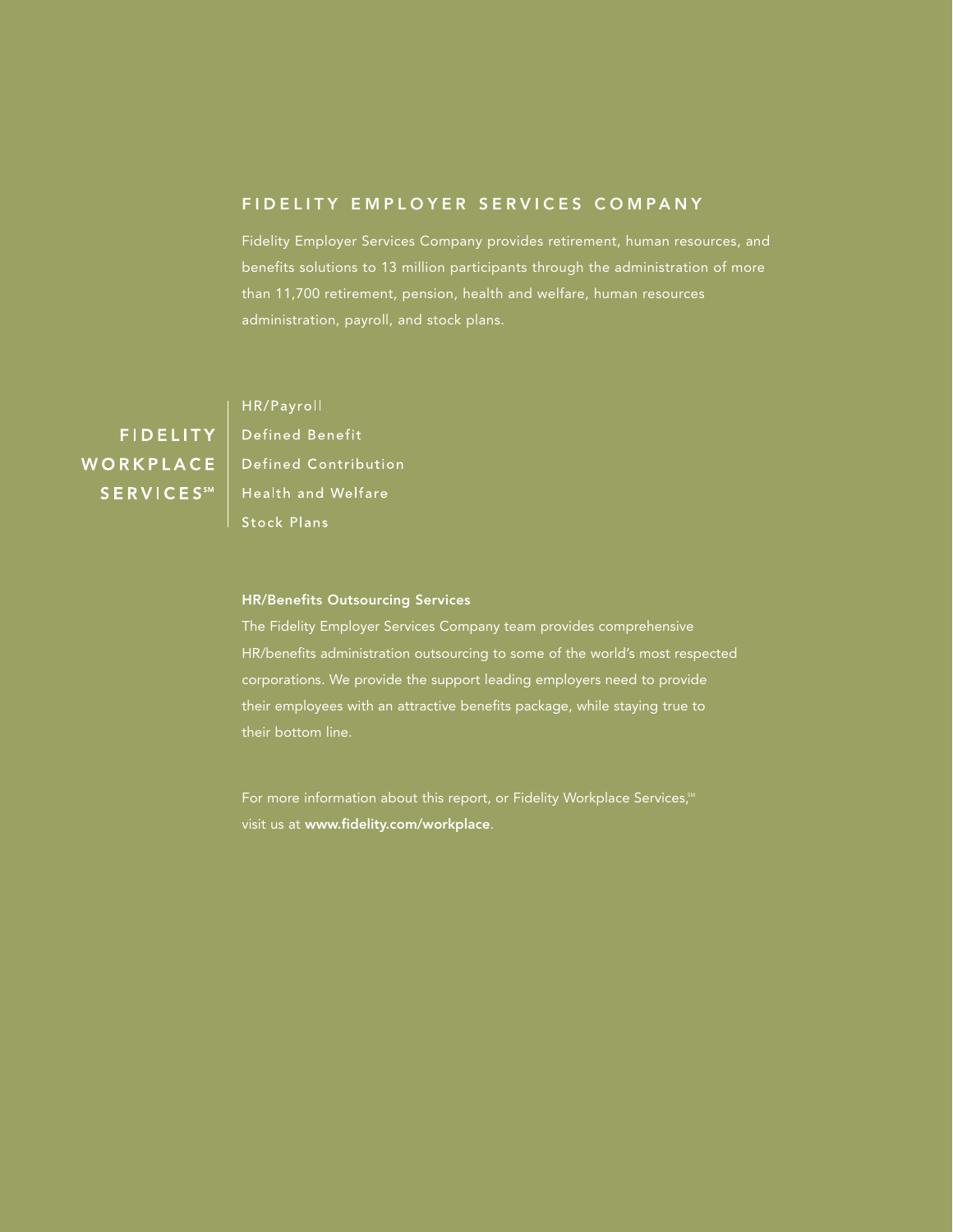## FIDELITY EMPLOYER SERVICES COMPANY

Fidelity Employer Services Company provides retirement, human resources, and benefits solutions to 13 million participants through the administration of more than 11,700 retirement, pension, health and welfare, human resources administration, payroll, and stock plans.

**FIDELITY WORKPLACE SERVICES℠**

- HR/Payroll
- Defined Benefit
- Defined Contribution
- Health and Welfare
- Stock Plans

**HR/Benefits Outsourcing Services**

The Fidelity Employer Services Company team provides comprehensive HR/benefits administration outsourcing to some of the world's most respected corporations. We provide the support leading employers need to provide their employees with an attractive benefits package, while staying true to their bottom line.

For more information about this report, or Fidelity Workplace Services,℠ visit us at **www.fidelity.com/workplace**.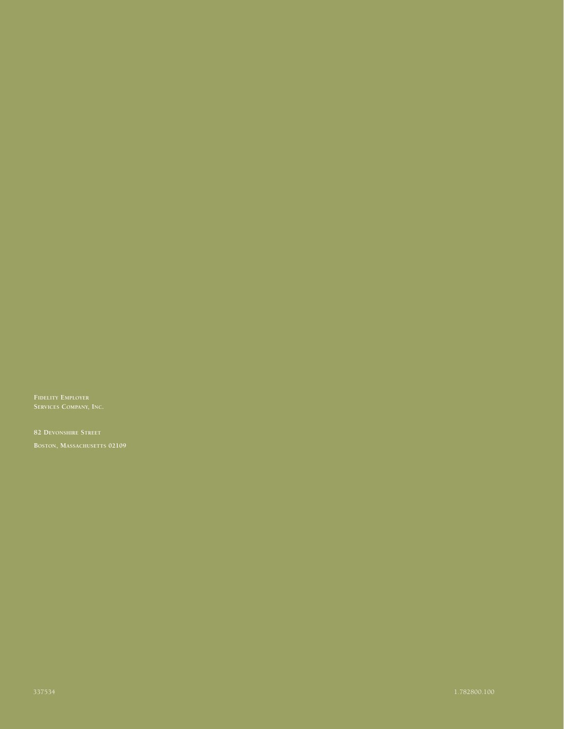Fidelity Employer Services Company, Inc.

82 Devonshire Street

Boston, Massachusetts 02109

337534

1.782800.100